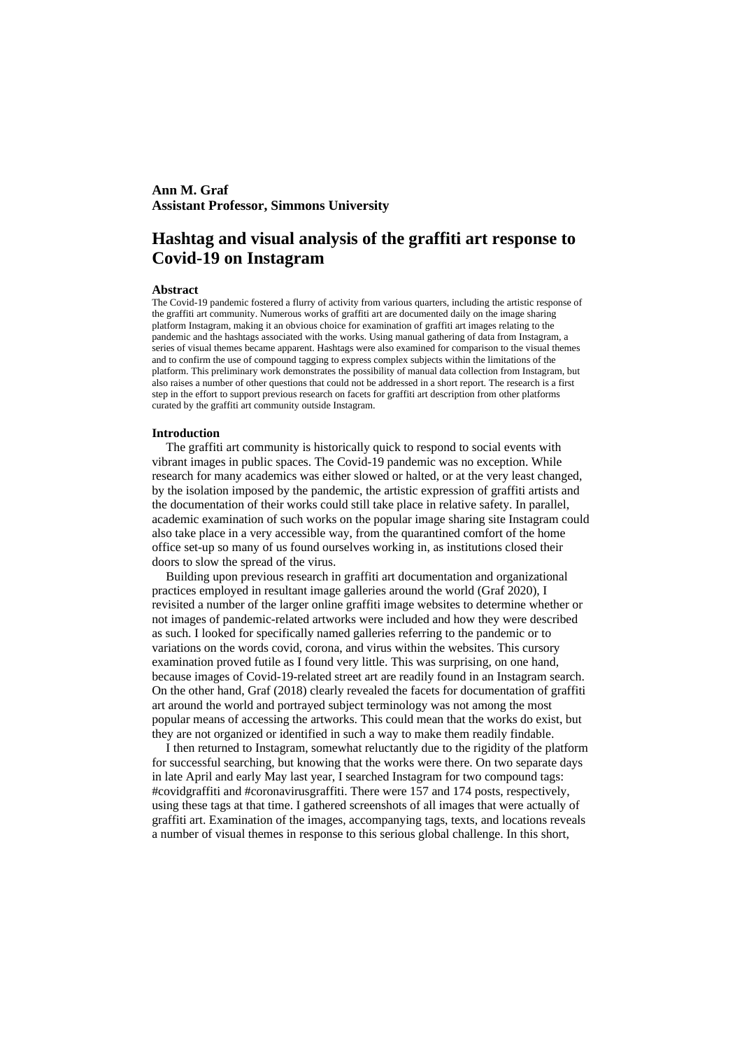**Ann M. Graf**
**Assistant Professor, Simmons University**

# Hashtag and visual analysis of the graffiti art response to Covid-19 on Instagram

### Abstract

The Covid-19 pandemic fostered a flurry of activity from various quarters, including the artistic response of the graffiti art community. Numerous works of graffiti art are documented daily on the image sharing platform Instagram, making it an obvious choice for examination of graffiti art images relating to the pandemic and the hashtags associated with the works. Using manual gathering of data from Instagram, a series of visual themes became apparent. Hashtags were also examined for comparison to the visual themes and to confirm the use of compound tagging to express complex subjects within the limitations of the platform. This preliminary work demonstrates the possibility of manual data collection from Instagram, but also raises a number of other questions that could not be addressed in a short report. The research is a first step in the effort to support previous research on facets for graffiti art description from other platforms curated by the graffiti art community outside Instagram.

### Introduction

The graffiti art community is historically quick to respond to social events with vibrant images in public spaces. The Covid-19 pandemic was no exception. While research for many academics was either slowed or halted, or at the very least changed, by the isolation imposed by the pandemic, the artistic expression of graffiti artists and the documentation of their works could still take place in relative safety. In parallel, academic examination of such works on the popular image sharing site Instagram could also take place in a very accessible way, from the quarantined comfort of the home office set-up so many of us found ourselves working in, as institutions closed their doors to slow the spread of the virus.

Building upon previous research in graffiti art documentation and organizational practices employed in resultant image galleries around the world (Graf 2020), I revisited a number of the larger online graffiti image websites to determine whether or not images of pandemic-related artworks were included and how they were described as such. I looked for specifically named galleries referring to the pandemic or to variations on the words covid, corona, and virus within the websites. This cursory examination proved futile as I found very little. This was surprising, on one hand, because images of Covid-19-related street art are readily found in an Instagram search. On the other hand, Graf (2018) clearly revealed the facets for documentation of graffiti art around the world and portrayed subject terminology was not among the most popular means of accessing the artworks. This could mean that the works do exist, but they are not organized or identified in such a way to make them readily findable.

I then returned to Instagram, somewhat reluctantly due to the rigidity of the platform for successful searching, but knowing that the works were there. On two separate days in late April and early May last year, I searched Instagram for two compound tags: #covidgraffiti and #coronavirusgraffiti. There were 157 and 174 posts, respectively, using these tags at that time. I gathered screenshots of all images that were actually of graffiti art. Examination of the images, accompanying tags, texts, and locations reveals a number of visual themes in response to this serious global challenge. In this short,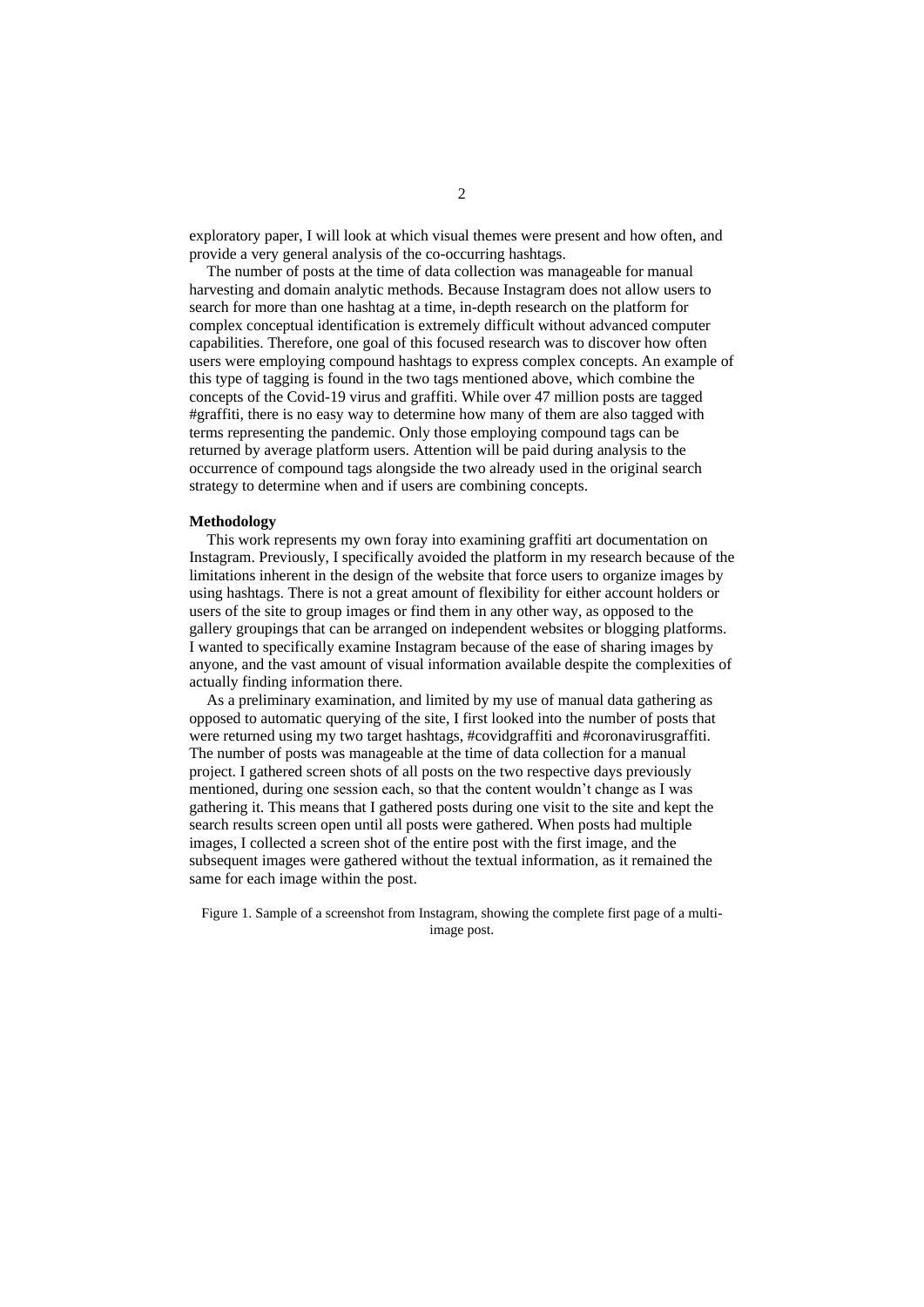exploratory paper, I will look at which visual themes were present and how often, and provide a very general analysis of the co-occurring hashtags.

The number of posts at the time of data collection was manageable for manual harvesting and domain analytic methods. Because Instagram does not allow users to search for more than one hashtag at a time, in-depth research on the platform for complex conceptual identification is extremely difficult without advanced computer capabilities. Therefore, one goal of this focused research was to discover how often users were employing compound hashtags to express complex concepts. An example of this type of tagging is found in the two tags mentioned above, which combine the concepts of the Covid-19 virus and graffiti. While over 47 million posts are tagged #graffiti, there is no easy way to determine how many of them are also tagged with terms representing the pandemic. Only those employing compound tags can be returned by average platform users. Attention will be paid during analysis to the occurrence of compound tags alongside the two already used in the original search strategy to determine when and if users are combining concepts.

**Methodology**

This work represents my own foray into examining graffiti art documentation on Instagram. Previously, I specifically avoided the platform in my research because of the limitations inherent in the design of the website that force users to organize images by using hashtags. There is not a great amount of flexibility for either account holders or users of the site to group images or find them in any other way, as opposed to the gallery groupings that can be arranged on independent websites or blogging platforms. I wanted to specifically examine Instagram because of the ease of sharing images by anyone, and the vast amount of visual information available despite the complexities of actually finding information there.

As a preliminary examination, and limited by my use of manual data gathering as opposed to automatic querying of the site, I first looked into the number of posts that were returned using my two target hashtags, #covidgraffiti and #coronavirusgraffiti. The number of posts was manageable at the time of data collection for a manual project. I gathered screen shots of all posts on the two respective days previously mentioned, during one session each, so that the content wouldn't change as I was gathering it. This means that I gathered posts during one visit to the site and kept the search results screen open until all posts were gathered. When posts had multiple images, I collected a screen shot of the entire post with the first image, and the subsequent images were gathered without the textual information, as it remained the same for each image within the post.

Figure 1. Sample of a screenshot from Instagram, showing the complete first page of a multi-image post.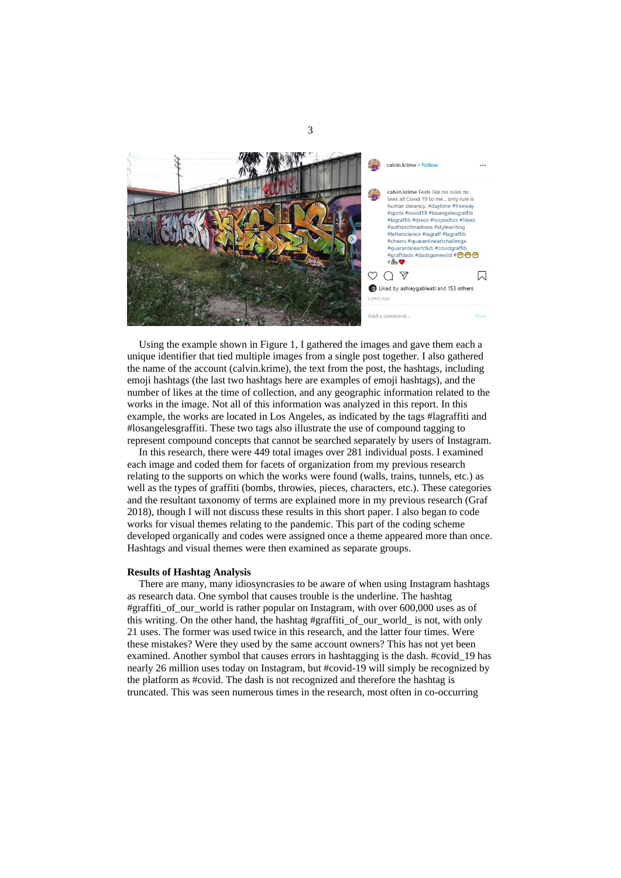Using the example shown in Figure 1, I gathered the images and gave them each a unique identifier that tied multiple images from a single post together. I also gathered the name of the account (calvin.krime), the text from the post, the hashtags, including emoji hashtags (the last two hashtags here are examples of emoji hashtags), and the number of likes at the time of collection, and any geographic information related to the works in the image. Not all of this information was analyzed in this report. In this example, the works are located in Los Angeles, as indicated by the tags #lagraffiti and #losangelesgraffiti. These two tags also illustrate the use of compound tagging to represent compound concepts that cannot be searched separately by users of Instagram.

In this research, there were 449 total images over 281 individual posts. I examined each image and coded them for facets of organization from my previous research relating to the supports on which the works were found (walls, trains, tunnels, etc.) as well as the types of graffiti (bombs, throwies, pieces, characters, etc.). These categories and the resultant taxonomy of terms are explained more in my previous research (Graf 2018), though I will not discuss these results in this short paper. I also began to code works for visual themes relating to the pandemic. This part of the coding scheme developed organically and codes were assigned once a theme appeared more than once. Hashtags and visual themes were then examined as separate groups.

**Results of Hashtag Analysis**

There are many, many idiosyncrasies to be aware of when using Instagram hashtags as research data. One symbol that causes trouble is the underline. The hashtag #graffiti_of_our_world is rather popular on Instagram, with over 600,000 uses as of this writing. On the other hand, the hashtag #graffiti_of_our_world_ is not, with only 21 uses. The former was used twice in this research, and the latter four times. Were these mistakes? Were they used by the same account owners? This has not yet been examined. Another symbol that causes errors in hashtagging is the dash. #covid_19 has nearly 26 million uses today on Instagram, but #covid-19 will simply be recognized by the platform as #covid. The dash is not recognized and therefore the hashtag is truncated. This was seen numerous times in the research, most often in co-occurring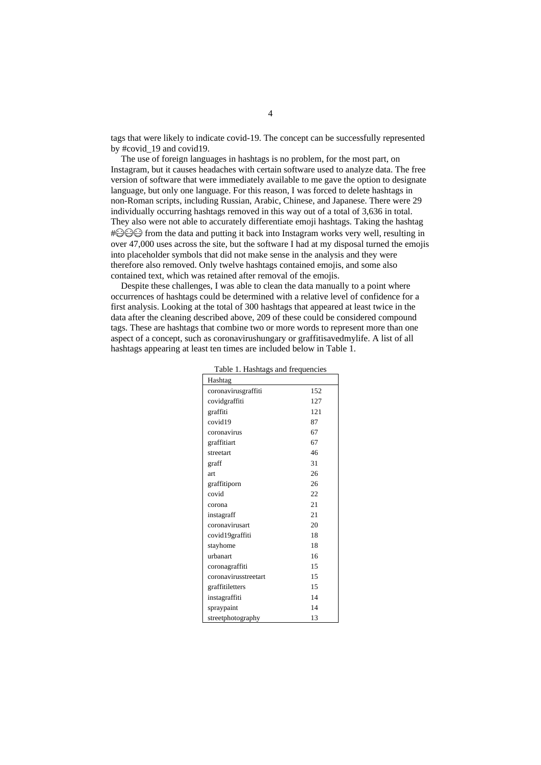tags that were likely to indicate covid-19. The concept can be successfully represented by #covid_19 and covid19.

The use of foreign languages in hashtags is no problem, for the most part, on Instagram, but it causes headaches with certain software used to analyze data. The free version of software that were immediately available to me gave the option to designate language, but only one language. For this reason, I was forced to delete hashtags in non-Roman scripts, including Russian, Arabic, Chinese, and Japanese. There were 29 individually occurring hashtags removed in this way out of a total of 3,636 in total. They also were not able to accurately differentiate emoji hashtags. Taking the hashtag #😷😷😷 from the data and putting it back into Instagram works very well, resulting in over 47,000 uses across the site, but the software I had at my disposal turned the emojis into placeholder symbols that did not make sense in the analysis and they were therefore also removed. Only twelve hashtags contained emojis, and some also contained text, which was retained after removal of the emojis.

Despite these challenges, I was able to clean the data manually to a point where occurrences of hashtags could be determined with a relative level of confidence for a first analysis. Looking at the total of 300 hashtags that appeared at least twice in the data after the cleaning described above, 209 of these could be considered compound tags. These are hashtags that combine two or more words to represent more than one aspect of a concept, such as coronavirushungary or graffitisavedmylife. A list of all hashtags appearing at least ten times are included below in Table 1.

Table 1. Hashtags and frequencies

| Hashtag | |
|---|---|
| coronavirusgraffiti | 152 |
| covidgraffiti | 127 |
| graffiti | 121 |
| covid19 | 87 |
| coronavirus | 67 |
| graffitiart | 67 |
| streetart | 46 |
| graff | 31 |
| art | 26 |
| graffitiporn | 26 |
| covid | 22 |
| corona | 21 |
| instagraff | 21 |
| coronavirusart | 20 |
| covid19graffiti | 18 |
| stayhome | 18 |
| urbanart | 16 |
| coronagraffiti | 15 |
| coronavirusstreetart | 15 |
| graffitiletters | 15 |
| instagraffiti | 14 |
| spraypaint | 14 |
| streetphotography | 13 |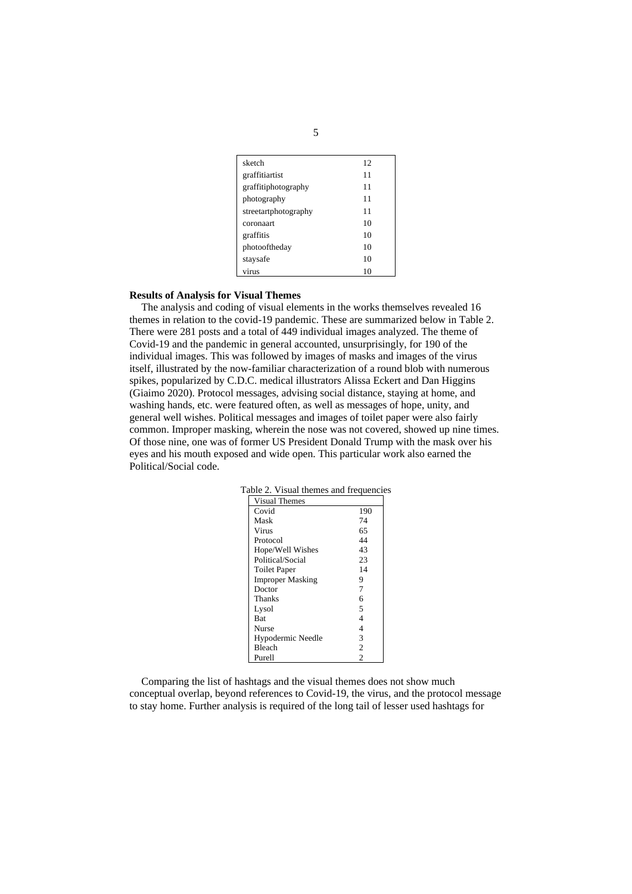| sketch | 12 |
|---|---|
| graffitiartist | 11 |
| graffitiphotography | 11 |
| photography | 11 |
| streetartphotography | 11 |
| coronaart | 10 |
| graffitis | 10 |
| photooftheday | 10 |
| staysafe | 10 |
| virus | 10 |

**Results of Analysis for Visual Themes**

The analysis and coding of visual elements in the works themselves revealed 16 themes in relation to the covid-19 pandemic. These are summarized below in Table 2. There were 281 posts and a total of 449 individual images analyzed. The theme of Covid-19 and the pandemic in general accounted, unsurprisingly, for 190 of the individual images. This was followed by images of masks and images of the virus itself, illustrated by the now-familiar characterization of a round blob with numerous spikes, popularized by C.D.C. medical illustrators Alissa Eckert and Dan Higgins (Giaimo 2020). Protocol messages, advising social distance, staying at home, and washing hands, etc. were featured often, as well as messages of hope, unity, and general well wishes. Political messages and images of toilet paper were also fairly common. Improper masking, wherein the nose was not covered, showed up nine times. Of those nine, one was of former US President Donald Trump with the mask over his eyes and his mouth exposed and wide open. This particular work also earned the Political/Social code.

Table 2. Visual themes and frequencies

| Visual Themes | |
|---|---|
| Covid | 190 |
| Mask | 74 |
| Virus | 65 |
| Protocol | 44 |
| Hope/Well Wishes | 43 |
| Political/Social | 23 |
| Toilet Paper | 14 |
| Improper Masking | 9 |
| Doctor | 7 |
| Thanks | 6 |
| Lysol | 5 |
| Bat | 4 |
| Nurse | 4 |
| Hypodermic Needle | 3 |
| Bleach | 2 |
| Purell | 2 |

Comparing the list of hashtags and the visual themes does not show much conceptual overlap, beyond references to Covid-19, the virus, and the protocol message to stay home. Further analysis is required of the long tail of lesser used hashtags for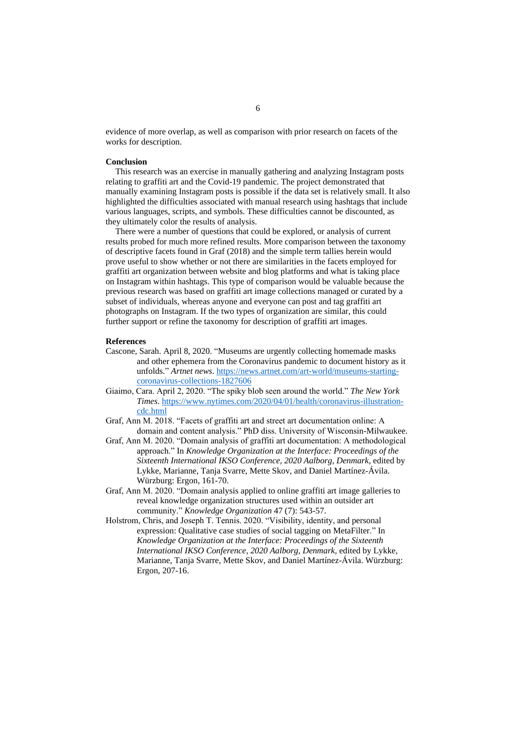evidence of more overlap, as well as comparison with prior research on facets of the works for description.

## Conclusion

This research was an exercise in manually gathering and analyzing Instagram posts relating to graffiti art and the Covid-19 pandemic. The project demonstrated that manually examining Instagram posts is possible if the data set is relatively small. It also highlighted the difficulties associated with manual research using hashtags that include various languages, scripts, and symbols. These difficulties cannot be discounted, as they ultimately color the results of analysis.

There were a number of questions that could be explored, or analysis of current results probed for much more refined results. More comparison between the taxonomy of descriptive facets found in Graf (2018) and the simple term tallies herein would prove useful to show whether or not there are similarities in the facets employed for graffiti art organization between website and blog platforms and what is taking place on Instagram within hashtags. This type of comparison would be valuable because the previous research was based on graffiti art image collections managed or curated by a subset of individuals, whereas anyone and everyone can post and tag graffiti art photographs on Instagram. If the two types of organization are similar, this could further support or refine the taxonomy for description of graffiti art images.

## References

Cascone, Sarah. April 8, 2020. "Museums are urgently collecting homemade masks and other ephemera from the Coronavirus pandemic to document history as it unfolds." *Artnet news*. https://news.artnet.com/art-world/museums-starting-coronavirus-collections-1827606

Giaimo, Cara. April 2, 2020. "The spiky blob seen around the world." *The New York Times*. https://www.nytimes.com/2020/04/01/health/coronavirus-illustration-cdc.html

Graf, Ann M. 2018. "Facets of graffiti art and street art documentation online: A domain and content analysis." PhD diss. University of Wisconsin-Milwaukee.

Graf, Ann M. 2020. "Domain analysis of graffiti art documentation: A methodological approach." In *Knowledge Organization at the Interface: Proceedings of the Sixteenth International IKSO Conference, 2020 Aalborg, Denmark*, edited by Lykke, Marianne, Tanja Svarre, Mette Skov, and Daniel Martínez-Ávila. Würzburg: Ergon, 161-70.

Graf, Ann M. 2020. "Domain analysis applied to online graffiti art image galleries to reveal knowledge organization structures used within an outsider art community." *Knowledge Organization* 47 (7): 543-57.

Holstrom, Chris, and Joseph T. Tennis. 2020. "Visibility, identity, and personal expression: Qualitative case studies of social tagging on MetaFilter." In *Knowledge Organization at the Interface: Proceedings of the Sixteenth International IKSO Conference, 2020 Aalborg, Denmark*, edited by Lykke, Marianne, Tanja Svarre, Mette Skov, and Daniel Martínez-Ávila. Würzburg: Ergon, 207-16.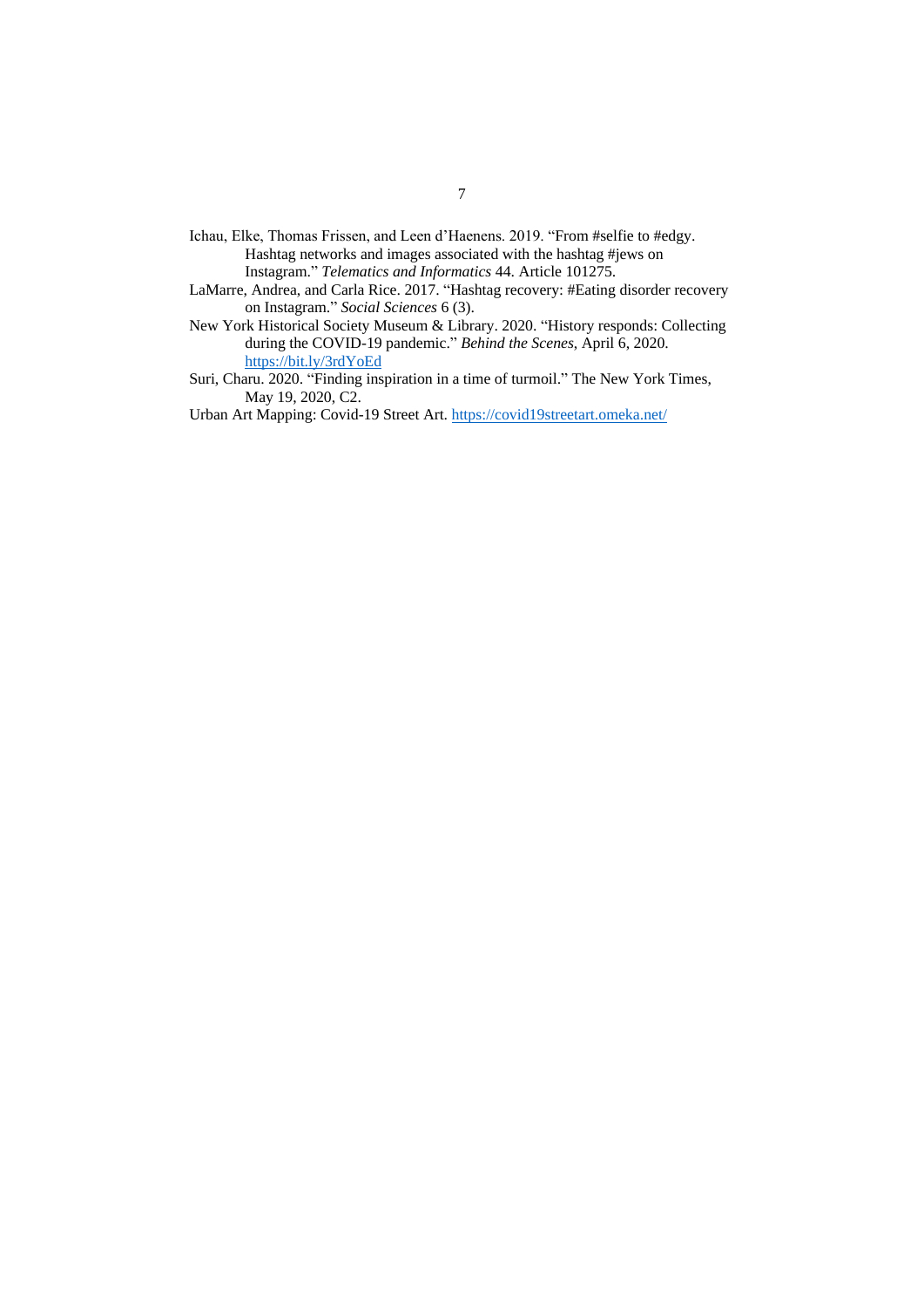Ichau, Elke, Thomas Frissen, and Leen d'Haenens. 2019. "From #selfie to #edgy. Hashtag networks and images associated with the hashtag #jews on Instagram." *Telematics and Informatics* 44. Article 101275.

LaMarre, Andrea, and Carla Rice. 2017. "Hashtag recovery: #Eating disorder recovery on Instagram." *Social Sciences* 6 (3).

New York Historical Society Museum & Library. 2020. "History responds: Collecting during the COVID-19 pandemic." *Behind the Scenes*, April 6, 2020. https://bit.ly/3rdYoEd

Suri, Charu. 2020. "Finding inspiration in a time of turmoil." The New York Times, May 19, 2020, C2.

Urban Art Mapping: Covid-19 Street Art. https://covid19streetart.omeka.net/